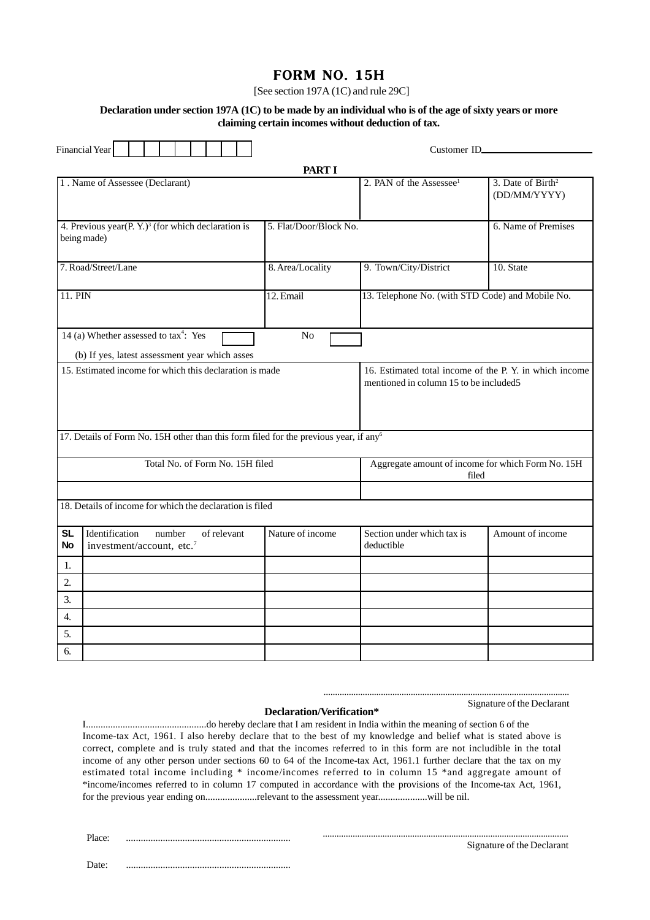# FORM NO. 15H

[See section 197A (1C) and rule 29C]

**Declaration under section 197A (1C) to be made by an individual who is of the age of sixty years or more claiming certain incomes without deduction of tax.**

Financial Year | | | | | | | | | | |  Customer ID________________

**PART I**

| 1 . Name of Assessee (Declarant) | | 2. PAN of the Assessee[1] | 3. Date of Birth[2] (DD/MM/YYYY) |
|---|---|---|---|
| 4. Previous year(P. Y.)[3] (for which declaration is being made) | 5. Flat/Door/Block No. | | 6. Name of Premises |
| 7. Road/Street/Lane | 8. Area/Locality | 9. Town/City/District | 10. State |
| 11. PIN | 12. Email | 13. Telephone No. (with STD Code) and Mobile No. | |

14 (a) Whether assessed to tax[4]: Yes ☐ No ☐

(b) If yes, latest assessment year which asses

| 15. Estimated income for which this declaration is made | 16. Estimated total income of the P. Y. in which income mentioned in column 15 to be included5 |
|---|---|
| | |

17. Details of Form No. 15H other than this form filed for the previous year, if any[6]

| Total No. of Form No. 15H filed | Aggregate amount of income for which Form No. 15H filed |
|---|---|
| | |

18. Details of income for which the declaration is filed

| SL No | Identification number of relevant investment/account, etc.[7] | Nature of income | Section under which tax is deductible | Amount of income |
|---|---|---|---|---|
| 1. | | | | |
| 2. | | | | |
| 3. | | | | |
| 4. | | | | |
| 5. | | | | |
| 6. | | | | |

..........................................................................................................
Signature of the Declarant

**Declaration/Verification***

I.................................................do hereby declare that I am resident in India within the meaning of section 6 of the Income-tax Act, 1961. I also hereby declare that to the best of my knowledge and belief what is stated above is correct, complete and is truly stated and that the incomes referred to in this form are not includible in the total income of any other person under sections 60 to 64 of the Income-tax Act, 1961.1 further declare that the tax on my estimated total income including * income/incomes referred to in column 15 *and aggregate amount of *income/incomes referred to in column 17 computed in accordance with the provisions of the Income-tax Act, 1961, for the previous year ending on.....................relevant to the assessment year....................will be nil.

Place: ..................................................................

Date: ..................................................................

..........................................................................................................
Signature of the Declarant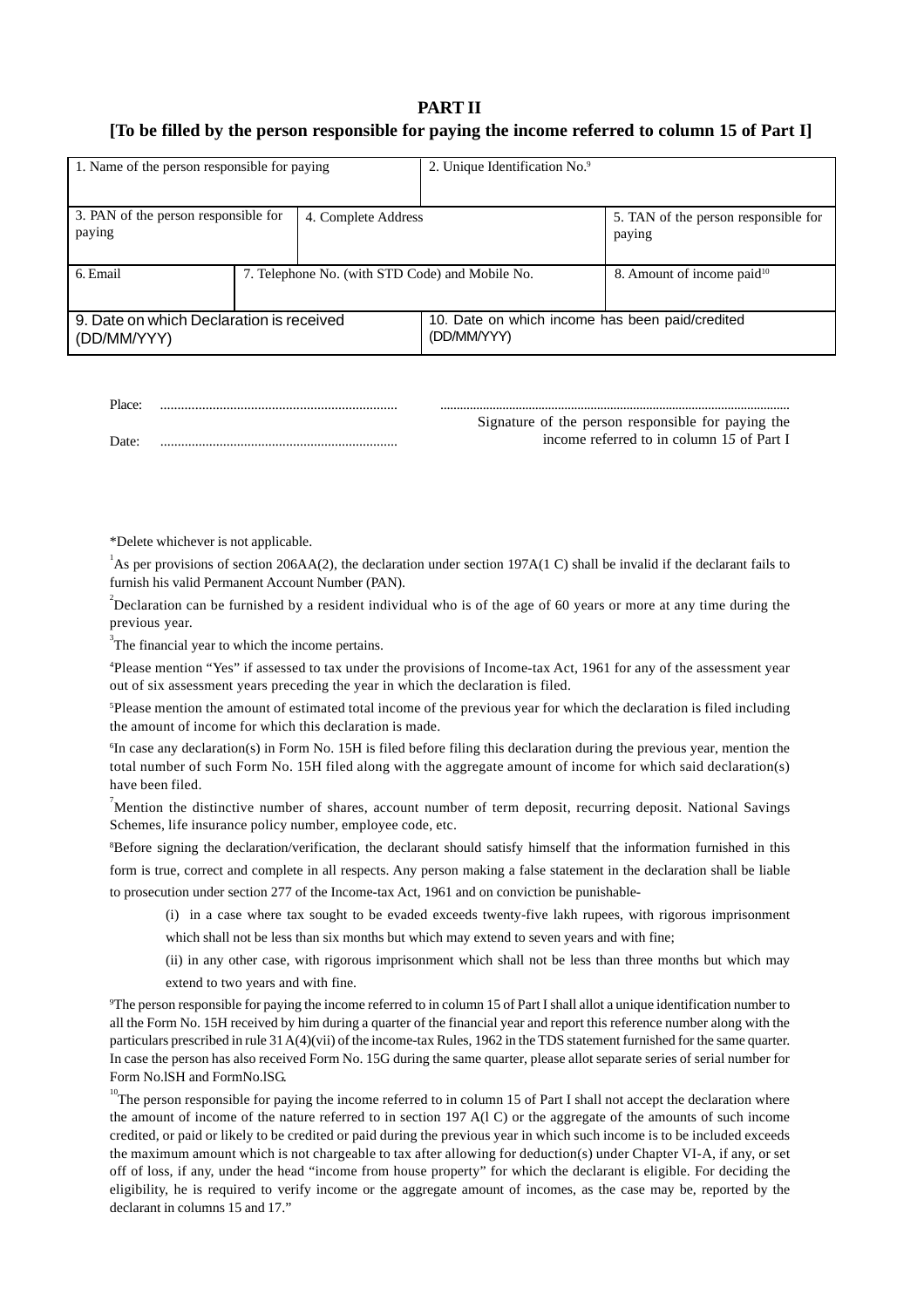**PART II**

**[To be filled by the person responsible for paying the income referred to column 15 of Part I]**

| | | | |
|---|---|---|---|
| 1. Name of the person responsible for paying | | 2. Unique Identification No.[9] | |
| 3. PAN of the person responsible for paying | 4. Complete Address | | 5. TAN of the person responsible for paying |
| 6. Email | 7. Telephone No. (with STD Code) and Mobile No. | | 8. Amount of income paid[10] |
| 9. Date on which Declaration is received (DD/MM/YYY) | | 10. Date on which income has been paid/credited (DD/MM/YYY) | |

Place: ....................................................................

Date: ....................................................................

..........................................................................................................
Signature of the person responsible for paying the income referred to in column 15 of Part I

*Delete whichever is not applicable.

[1]As per provisions of section 206AA(2), the declaration under section 197A(1 C) shall be invalid if the declarant fails to furnish his valid Permanent Account Number (PAN).

[2]Declaration can be furnished by a resident individual who is of the age of 60 years or more at any time during the previous year.

[3]The financial year to which the income pertains.

[4]Please mention "Yes" if assessed to tax under the provisions of Income-tax Act, 1961 for any of the assessment year out of six assessment years preceding the year in which the declaration is filed.

[5]Please mention the amount of estimated total income of the previous year for which the declaration is filed including the amount of income for which this declaration is made.

[6]In case any declaration(s) in Form No. 15H is filed before filing this declaration during the previous year, mention the total number of such Form No. 15H filed along with the aggregate amount of income for which said declaration(s) have been filed.

[7]Mention the distinctive number of shares, account number of term deposit, recurring deposit. National Savings Schemes, life insurance policy number, employee code, etc.

[8]Before signing the declaration/verification, the declarant should satisfy himself that the information furnished in this form is true, correct and complete in all respects. Any person making a false statement in the declaration shall be liable to prosecution under section 277 of the Income-tax Act, 1961 and on conviction be punishable-

(i) in a case where tax sought to be evaded exceeds twenty-five lakh rupees, with rigorous imprisonment which shall not be less than six months but which may extend to seven years and with fine;

(ii) in any other case, with rigorous imprisonment which shall not be less than three months but which may extend to two years and with fine.

[9]The person responsible for paying the income referred to in column 15 of Part I shall allot a unique identification number to all the Form No. 15H received by him during a quarter of the financial year and report this reference number along with the particulars prescribed in rule 31 A(4)(vii) of the income-tax Rules, 1962 in the TDS statement furnished for the same quarter. In case the person has also received Form No. 15G during the same quarter, please allot separate series of serial number for Form No.lSH and FormNo.lSG.

[10]The person responsible for paying the income referred to in column 15 of Part I shall not accept the declaration where the amount of income of the nature referred to in section 197 A(l C) or the aggregate of the amounts of such income credited, or paid or likely to be credited or paid during the previous year in which such income is to be included exceeds the maximum amount which is not chargeable to tax after allowing for deduction(s) under Chapter VI-A, if any, or set off of loss, if any, under the head "income from house property" for which the declarant is eligible. For deciding the eligibility, he is required to verify income or the aggregate amount of incomes, as the case may be, reported by the declarant in columns 15 and 17."